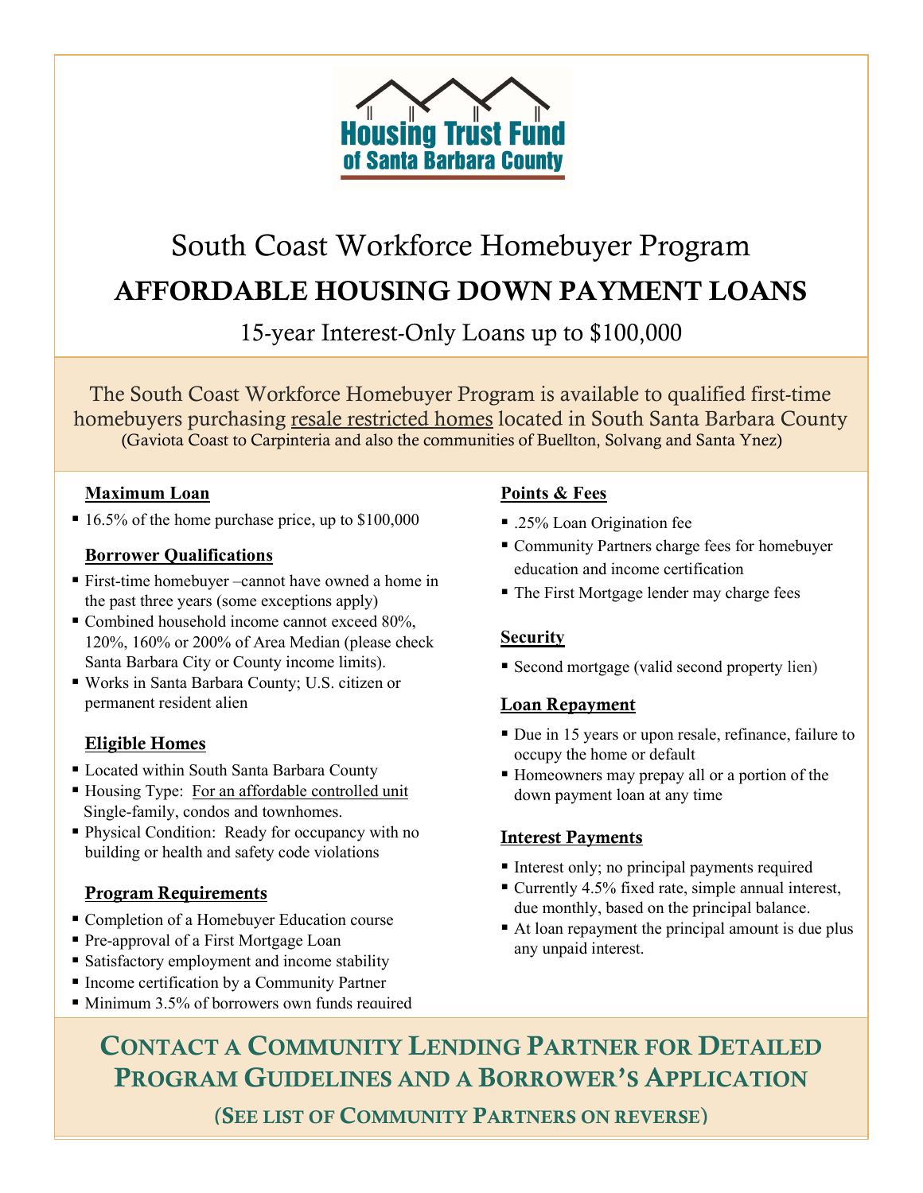Housing Trust Fund of Santa Barbara County

# South Coast Workforce Homebuyer Program

## AFFORDABLE HOUSING DOWN PAYMENT LOANS

15-year Interest-Only Loans up to $100,000

The South Coast Workforce Homebuyer Program is available to qualified first-time homebuyers purchasing resale restricted homes located in South Santa Barbara County (Gaviota Coast to Carpinteria and also the communities of Buellton, Solvang and Santa Ynez)

### Maximum Loan

- 16.5% of the home purchase price, up to $100,000

### Borrower Qualifications

- First-time homebuyer –cannot have owned a home in the past three years (some exceptions apply)
- Combined household income cannot exceed 80%, 120%, 160% or 200% of Area Median (please check Santa Barbara City or County income limits).
- Works in Santa Barbara County; U.S. citizen or permanent resident alien

### Eligible Homes

- Located within South Santa Barbara County
- Housing Type: For an affordable controlled unit Single-family, condos and townhomes.
- Physical Condition: Ready for occupancy with no building or health and safety code violations

### Program Requirements

- Completion of a Homebuyer Education course
- Pre-approval of a First Mortgage Loan
- Satisfactory employment and income stability
- Income certification by a Community Partner
- Minimum 3.5% of borrowers own funds required

### Points & Fees

- .25% Loan Origination fee
- Community Partners charge fees for homebuyer education and income certification
- The First Mortgage lender may charge fees

### Security

- Second mortgage (valid second property lien)

### Loan Repayment

- Due in 15 years or upon resale, refinance, failure to occupy the home or default
- Homeowners may prepay all or a portion of the down payment loan at any time

### Interest Payments

- Interest only; no principal payments required
- Currently 4.5% fixed rate, simple annual interest, due monthly, based on the principal balance.
- At loan repayment the principal amount is due plus any unpaid interest.

## CONTACT A COMMUNITY LENDING PARTNER FOR DETAILED PROGRAM GUIDELINES AND A BORROWER'S APPLICATION

(SEE LIST OF COMMUNITY PARTNERS ON REVERSE)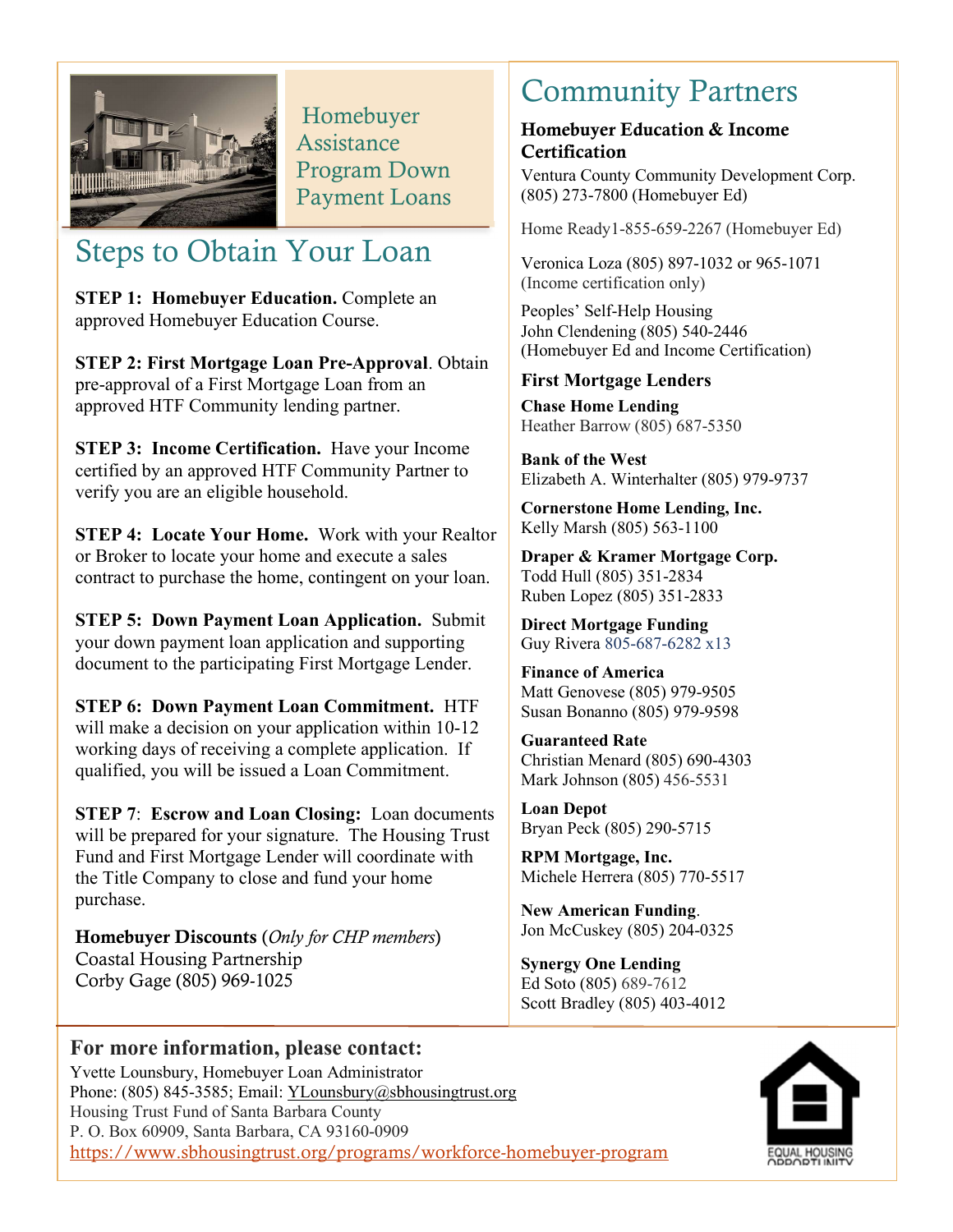## Homebuyer Assistance Program Down Payment Loans

# Steps to Obtain Your Loan

**STEP 1: Homebuyer Education.** Complete an approved Homebuyer Education Course.

**STEP 2: First Mortgage Loan Pre-Approval**. Obtain pre-approval of a First Mortgage Loan from an approved HTF Community lending partner.

**STEP 3: Income Certification.** Have your Income certified by an approved HTF Community Partner to verify you are an eligible household.

**STEP 4: Locate Your Home.** Work with your Realtor or Broker to locate your home and execute a sales contract to purchase the home, contingent on your loan.

**STEP 5: Down Payment Loan Application.** Submit your down payment loan application and supporting document to the participating First Mortgage Lender.

**STEP 6: Down Payment Loan Commitment.** HTF will make a decision on your application within 10-12 working days of receiving a complete application. If qualified, you will be issued a Loan Commitment.

**STEP 7**: **Escrow and Loan Closing:** Loan documents will be prepared for your signature. The Housing Trust Fund and First Mortgage Lender will coordinate with the Title Company to close and fund your home purchase.

**Homebuyer Discounts** (*Only for CHP members*)
Coastal Housing Partnership
Corby Gage (805) 969-1025

# Community Partners

### Homebuyer Education & Income Certification

Ventura County Community Development Corp.
(805) 273-7800 (Homebuyer Ed)

Home Ready1-855-659-2267 (Homebuyer Ed)

Veronica Loza (805) 897-1032 or 965-1071
(Income certification only)

Peoples' Self-Help Housing
John Clendening (805) 540-2446
(Homebuyer Ed and Income Certification)

### First Mortgage Lenders

**Chase Home Lending**
Heather Barrow (805) 687-5350

**Bank of the West**
Elizabeth A. Winterhalter (805) 979-9737

**Cornerstone Home Lending, Inc.**
Kelly Marsh (805) 563-1100

**Draper & Kramer Mortgage Corp.**
Todd Hull (805) 351-2834
Ruben Lopez (805) 351-2833

**Direct Mortgage Funding**
Guy Rivera 805-687-6282 x13

**Finance of America**
Matt Genovese (805) 979-9505
Susan Bonanno (805) 979-9598

**Guaranteed Rate**
Christian Menard (805) 690-4303
Mark Johnson (805) 456-5531

**Loan Depot**
Bryan Peck (805) 290-5715

**RPM Mortgage, Inc.**
Michele Herrera (805) 770-5517

**New American Funding**.
Jon McCuskey (805) 204-0325

**Synergy One Lending**
Ed Soto (805) 689-7612
Scott Bradley (805) 403-4012

### For more information, please contact:

Yvette Lounsbury, Homebuyer Loan Administrator
Phone: (805) 845-3585; Email: YLounsbury@sbhousingtrust.org
Housing Trust Fund of Santa Barbara County
P. O. Box 60909, Santa Barbara, CA 93160-0909
https://www.sbhousingtrust.org/programs/workforce-homebuyer-program

EQUAL HOUSING OPPORTUNITY